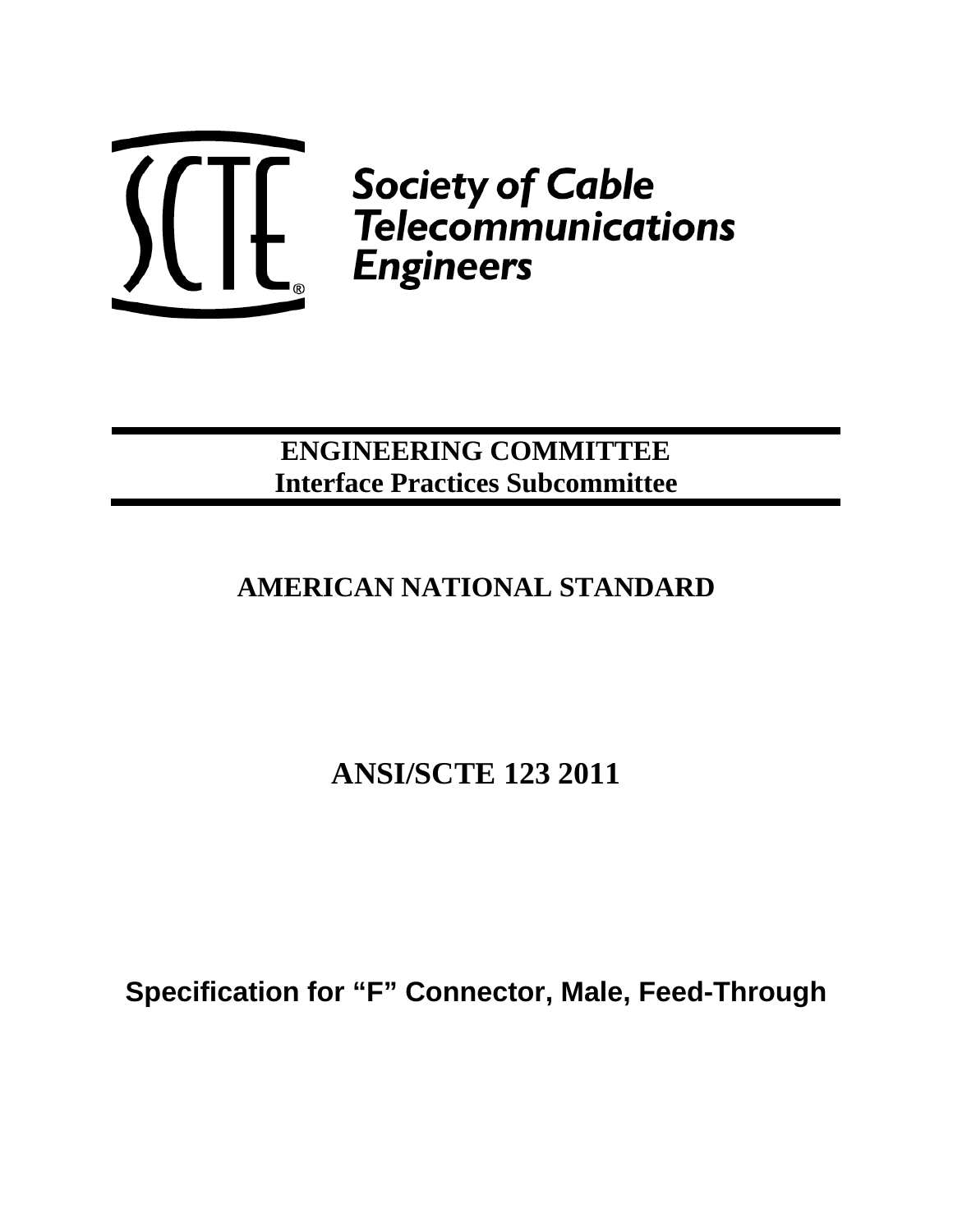**Society of Cable Telecommunications Engineers**

**ENGINEERING COMMITTEE**
**Interface Practices Subcommittee**

## AMERICAN NATIONAL STANDARD

# ANSI/SCTE 123 2011

## Specification for "F" Connector, Male, Feed-Through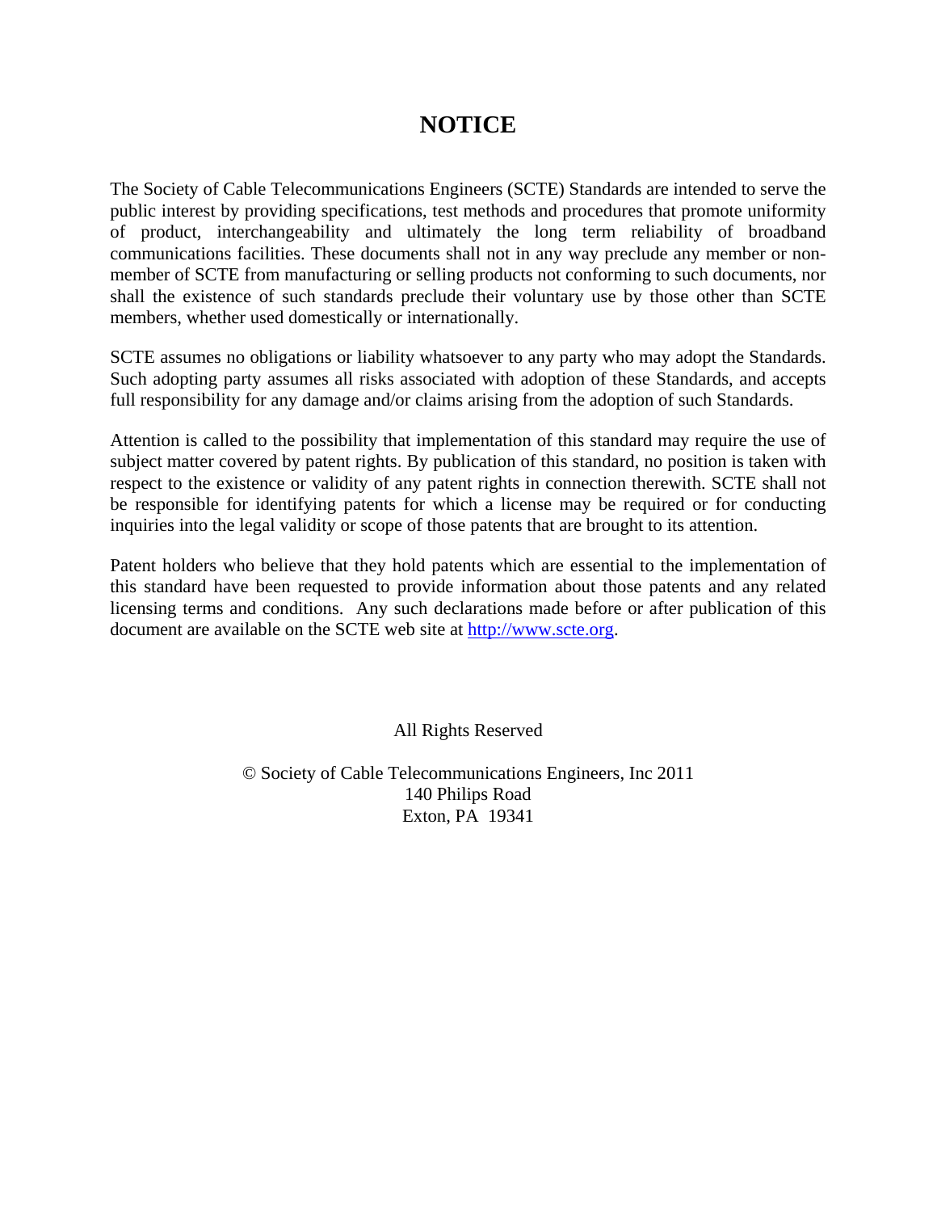# NOTICE

The Society of Cable Telecommunications Engineers (SCTE) Standards are intended to serve the public interest by providing specifications, test methods and procedures that promote uniformity of product, interchangeability and ultimately the long term reliability of broadband communications facilities. These documents shall not in any way preclude any member or non-member of SCTE from manufacturing or selling products not conforming to such documents, nor shall the existence of such standards preclude their voluntary use by those other than SCTE members, whether used domestically or internationally.

SCTE assumes no obligations or liability whatsoever to any party who may adopt the Standards. Such adopting party assumes all risks associated with adoption of these Standards, and accepts full responsibility for any damage and/or claims arising from the adoption of such Standards.

Attention is called to the possibility that implementation of this standard may require the use of subject matter covered by patent rights. By publication of this standard, no position is taken with respect to the existence or validity of any patent rights in connection therewith. SCTE shall not be responsible for identifying patents for which a license may be required or for conducting inquiries into the legal validity or scope of those patents that are brought to its attention.

Patent holders who believe that they hold patents which are essential to the implementation of this standard have been requested to provide information about those patents and any related licensing terms and conditions. Any such declarations made before or after publication of this document are available on the SCTE web site at [http://www.scte.org](http://www.scte.org).

All Rights Reserved

© Society of Cable Telecommunications Engineers, Inc 2011
140 Philips Road
Exton, PA 19341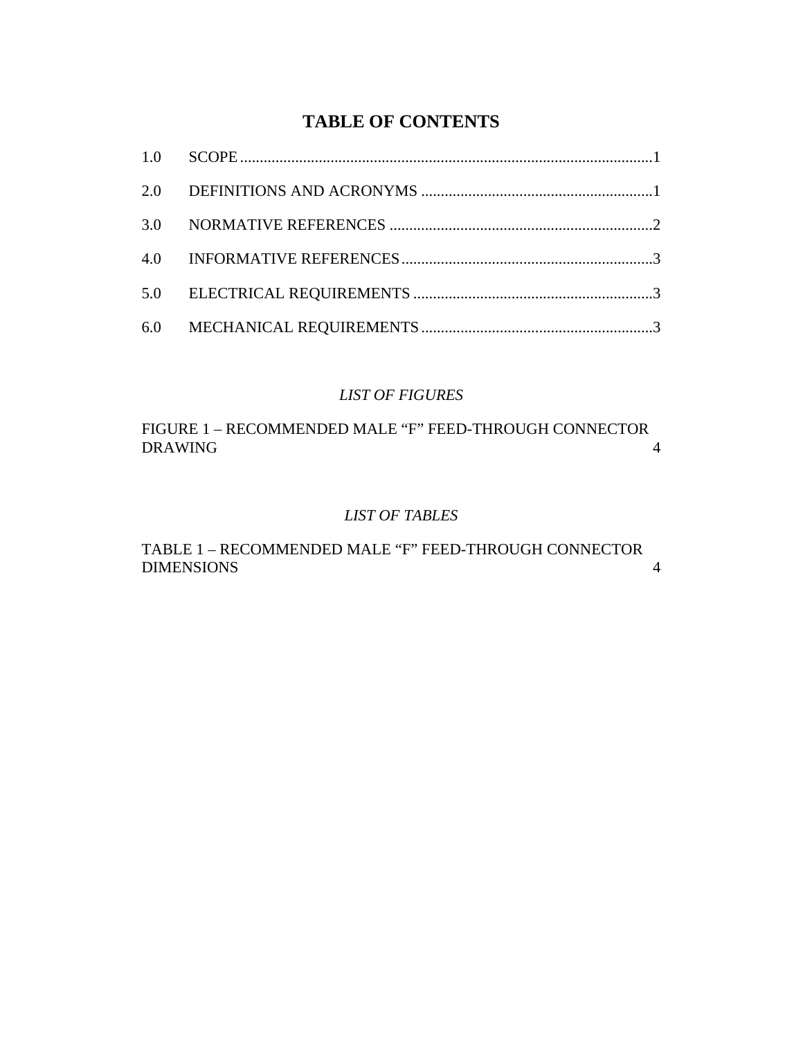# TABLE OF CONTENTS

1.0 SCOPE........................................................................................................1

2.0 DEFINITIONS AND ACRONYMS ..........................................................1

3.0 NORMATIVE REFERENCES ..................................................................2

4.0 INFORMATIVE REFERENCES...............................................................3

5.0 ELECTRICAL REQUIREMENTS ............................................................3

6.0 MECHANICAL REQUIREMENTS..........................................................3

*LIST OF FIGURES*

FIGURE 1 – RECOMMENDED MALE “F” FEED-THROUGH CONNECTOR DRAWING 4

*LIST OF TABLES*

TABLE 1 – RECOMMENDED MALE “F” FEED-THROUGH CONNECTOR DIMENSIONS 4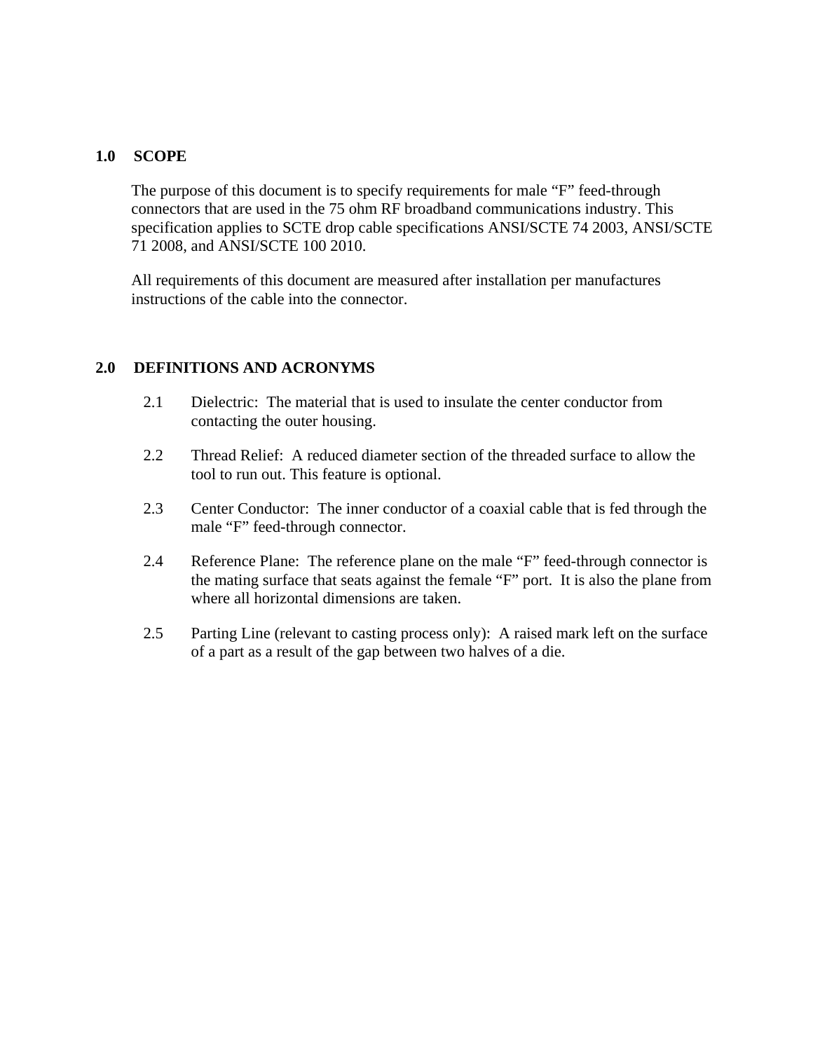## 1.0 SCOPE

The purpose of this document is to specify requirements for male "F" feed-through connectors that are used in the 75 ohm RF broadband communications industry. This specification applies to SCTE drop cable specifications ANSI/SCTE 74 2003, ANSI/SCTE 71 2008, and ANSI/SCTE 100 2010.

All requirements of this document are measured after installation per manufactures instructions of the cable into the connector.

## 2.0 DEFINITIONS AND ACRONYMS

2.1 Dielectric: The material that is used to insulate the center conductor from contacting the outer housing.

2.2 Thread Relief: A reduced diameter section of the threaded surface to allow the tool to run out. This feature is optional.

2.3 Center Conductor: The inner conductor of a coaxial cable that is fed through the male "F" feed-through connector.

2.4 Reference Plane: The reference plane on the male "F" feed-through connector is the mating surface that seats against the female "F" port. It is also the plane from where all horizontal dimensions are taken.

2.5 Parting Line (relevant to casting process only): A raised mark left on the surface of a part as a result of the gap between two halves of a die.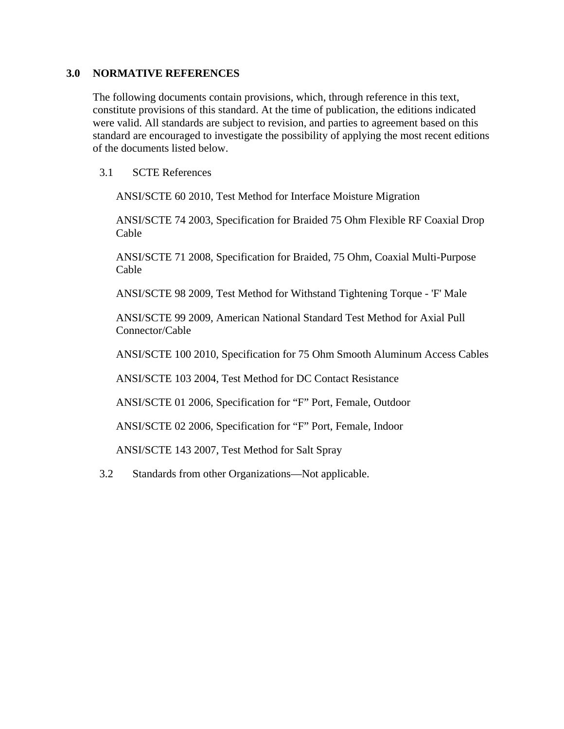## 3.0 NORMATIVE REFERENCES

The following documents contain provisions, which, through reference in this text, constitute provisions of this standard. At the time of publication, the editions indicated were valid. All standards are subject to revision, and parties to agreement based on this standard are encouraged to investigate the possibility of applying the most recent editions of the documents listed below.

### 3.1 SCTE References

ANSI/SCTE 60 2010, Test Method for Interface Moisture Migration

ANSI/SCTE 74 2003, Specification for Braided 75 Ohm Flexible RF Coaxial Drop Cable

ANSI/SCTE 71 2008, Specification for Braided, 75 Ohm, Coaxial Multi-Purpose Cable

ANSI/SCTE 98 2009, Test Method for Withstand Tightening Torque - 'F' Male

ANSI/SCTE 99 2009, American National Standard Test Method for Axial Pull Connector/Cable

ANSI/SCTE 100 2010, Specification for 75 Ohm Smooth Aluminum Access Cables

ANSI/SCTE 103 2004, Test Method for DC Contact Resistance

ANSI/SCTE 01 2006, Specification for “F” Port, Female, Outdoor

ANSI/SCTE 02 2006, Specification for “F” Port, Female, Indoor

ANSI/SCTE 143 2007, Test Method for Salt Spray

### 3.2 Standards from other Organizations—Not applicable.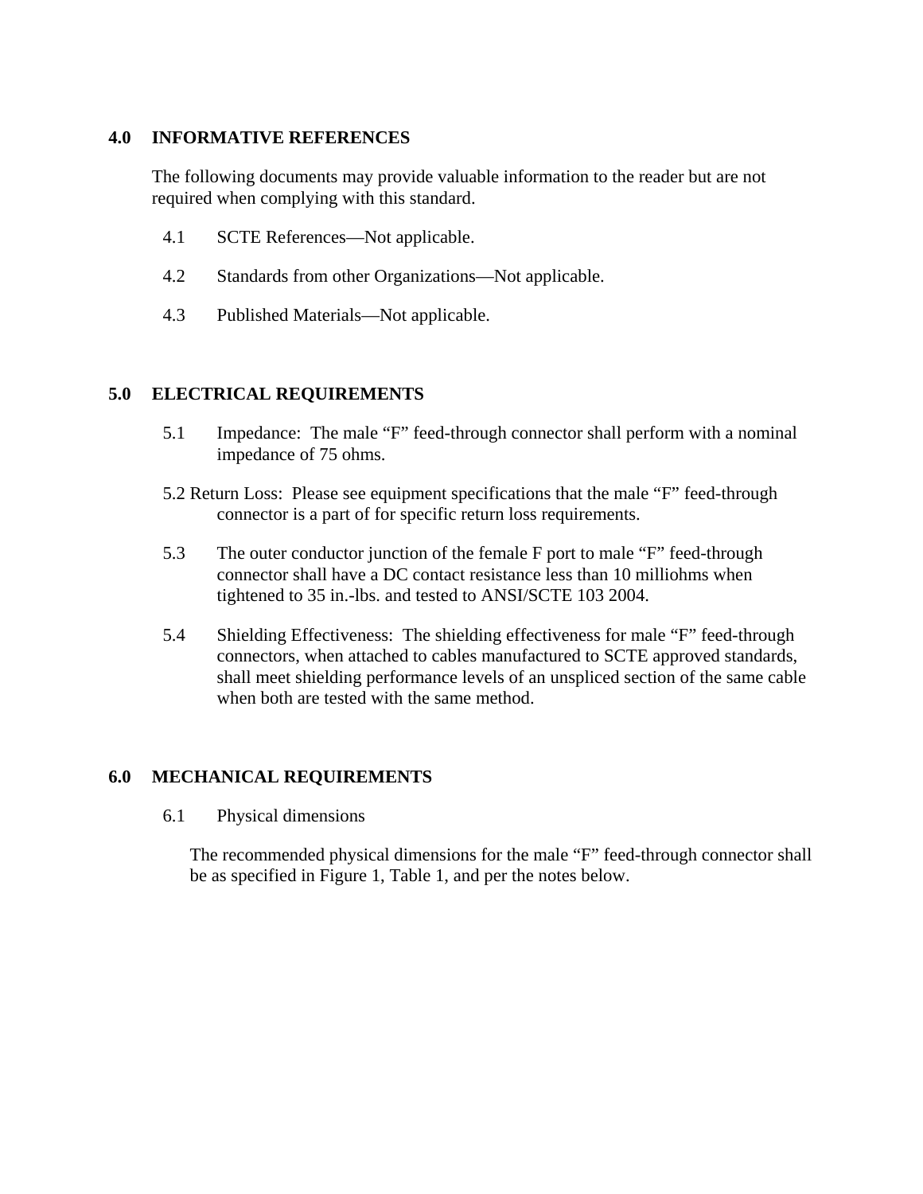## 4.0 INFORMATIVE REFERENCES

The following documents may provide valuable information to the reader but are not required when complying with this standard.

4.1 SCTE References—Not applicable.

4.2 Standards from other Organizations—Not applicable.

4.3 Published Materials—Not applicable.

## 5.0 ELECTRICAL REQUIREMENTS

5.1 Impedance: The male “F” feed-through connector shall perform with a nominal impedance of 75 ohms.

5.2 Return Loss: Please see equipment specifications that the male “F” feed-through connector is a part of for specific return loss requirements.

5.3 The outer conductor junction of the female F port to male “F” feed-through connector shall have a DC contact resistance less than 10 milliohms when tightened to 35 in.-lbs. and tested to ANSI/SCTE 103 2004.

5.4 Shielding Effectiveness: The shielding effectiveness for male “F” feed-through connectors, when attached to cables manufactured to SCTE approved standards, shall meet shielding performance levels of an unspliced section of the same cable when both are tested with the same method.

## 6.0 MECHANICAL REQUIREMENTS

6.1 Physical dimensions

The recommended physical dimensions for the male “F” feed-through connector shall be as specified in Figure 1, Table 1, and per the notes below.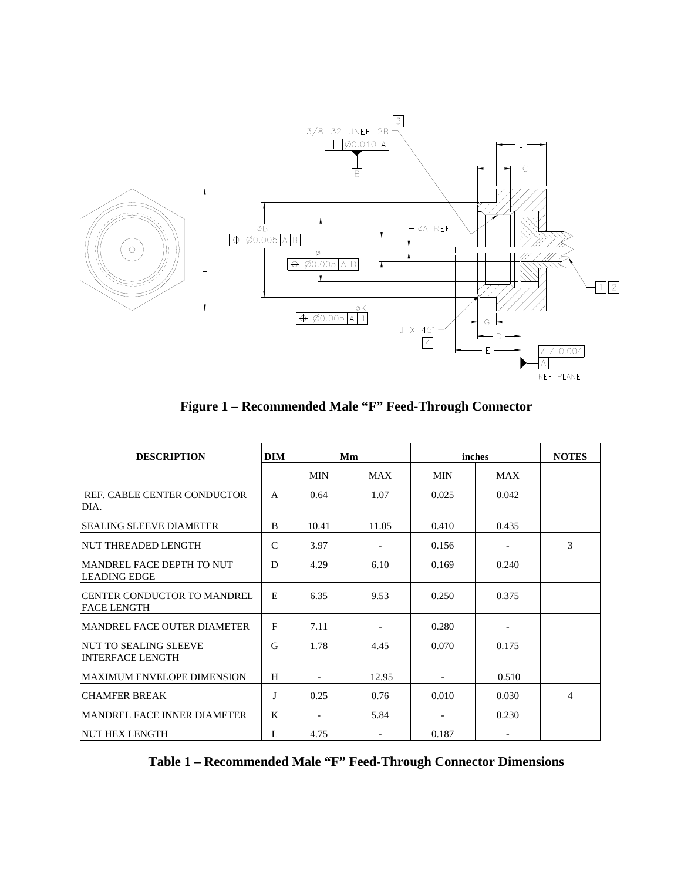**Figure 1 – Recommended Male "F" Feed-Through Connector**

| DESCRIPTION | DIM | Mm | | inches | | NOTES |
|---|---|---|---|---|---|---|
| | | MIN | MAX | MIN | MAX | |
| REF. CABLE CENTER CONDUCTOR DIA. | A | 0.64 | 1.07 | 0.025 | 0.042 | |
| SEALING SLEEVE DIAMETER | B | 10.41 | 11.05 | 0.410 | 0.435 | |
| NUT THREADED LENGTH | C | 3.97 | - | 0.156 | - | 3 |
| MANDREL FACE DEPTH TO NUT LEADING EDGE | D | 4.29 | 6.10 | 0.169 | 0.240 | |
| CENTER CONDUCTOR TO MANDREL FACE LENGTH | E | 6.35 | 9.53 | 0.250 | 0.375 | |
| MANDREL FACE OUTER DIAMETER | F | 7.11 | - | 0.280 | - | |
| NUT TO SEALING SLEEVE INTERFACE LENGTH | G | 1.78 | 4.45 | 0.070 | 0.175 | |
| MAXIMUM ENVELOPE DIMENSION | H | - | 12.95 | - | 0.510 | |
| CHAMFER BREAK | J | 0.25 | 0.76 | 0.010 | 0.030 | 4 |
| MANDREL FACE INNER DIAMETER | K | - | 5.84 | - | 0.230 | |
| NUT HEX LENGTH | L | 4.75 | - | 0.187 | - | |

**Table 1 – Recommended Male "F" Feed-Through Connector Dimensions**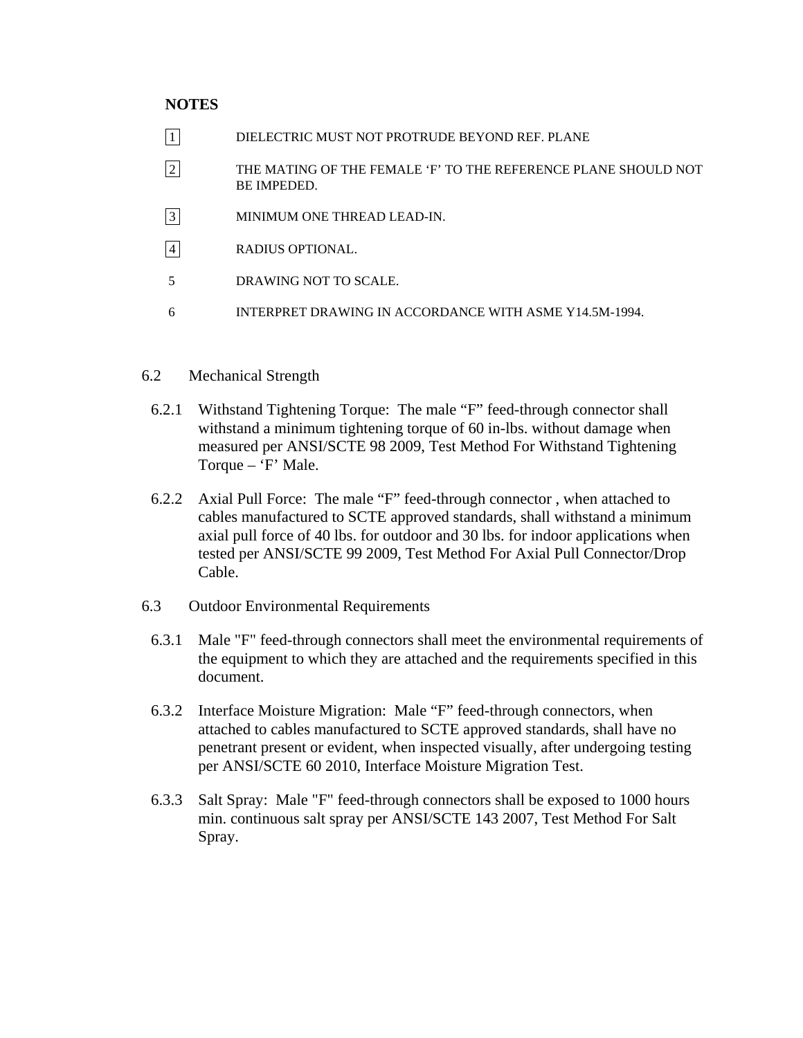**NOTES**

1 DIELECTRIC MUST NOT PROTRUDE BEYOND REF. PLANE

2 THE MATING OF THE FEMALE 'F' TO THE REFERENCE PLANE SHOULD NOT BE IMPEDED.

3 MINIMUM ONE THREAD LEAD-IN.

4 RADIUS OPTIONAL.

5 DRAWING NOT TO SCALE.

6 INTERPRET DRAWING IN ACCORDANCE WITH ASME Y14.5M-1994.

### 6.2 Mechanical Strength

6.2.1 Withstand Tightening Torque: The male "F" feed-through connector shall withstand a minimum tightening torque of 60 in-lbs. without damage when measured per ANSI/SCTE 98 2009, Test Method For Withstand Tightening Torque – 'F' Male.

6.2.2 Axial Pull Force: The male "F" feed-through connector , when attached to cables manufactured to SCTE approved standards, shall withstand a minimum axial pull force of 40 lbs. for outdoor and 30 lbs. for indoor applications when tested per ANSI/SCTE 99 2009, Test Method For Axial Pull Connector/Drop Cable.

### 6.3 Outdoor Environmental Requirements

6.3.1 Male "F" feed-through connectors shall meet the environmental requirements of the equipment to which they are attached and the requirements specified in this document.

6.3.2 Interface Moisture Migration: Male "F" feed-through connectors, when attached to cables manufactured to SCTE approved standards, shall have no penetrant present or evident, when inspected visually, after undergoing testing per ANSI/SCTE 60 2010, Interface Moisture Migration Test.

6.3.3 Salt Spray: Male "F" feed-through connectors shall be exposed to 1000 hours min. continuous salt spray per ANSI/SCTE 143 2007, Test Method For Salt Spray.